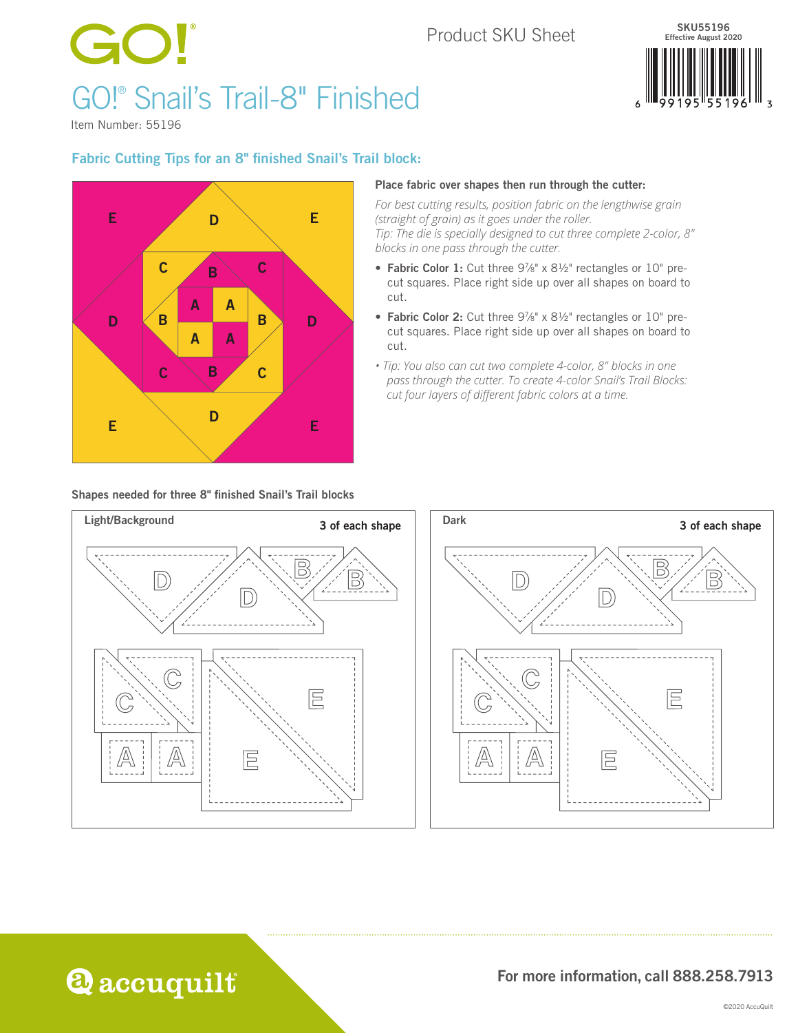Product SKU Sheet

SKU55196
Effective August 2020

# GO!® Snail's Trail-8" Finished

Item Number: 55196

## Fabric Cutting Tips for an 8" finished Snail's Trail block:

**Place fabric over shapes then run through the cutter:**

*For best cutting results, position fabric on the lengthwise grain (straight of grain) as it goes under the roller.*
*Tip: The die is specially designed to cut three complete 2-color, 8" blocks in one pass through the cutter.*

- **Fabric Color 1:** Cut three 9⅞" x 8½" rectangles or 10" pre-cut squares. Place right side up over all shapes on board to cut.
- **Fabric Color 2:** Cut three 9⅞" x 8½" rectangles or 10" pre-cut squares. Place right side up over all shapes on board to cut.
- *Tip: You also can cut two complete 4-color, 8" blocks in one pass through the cutter. To create 4-color Snail's Trail Blocks: cut four layers of different fabric colors at a time.*

**Shapes needed for three 8" finished Snail's Trail blocks**

Light/Background — 3 of each shape

Dark — 3 of each shape

For more information, call 888.258.7913

©2020 AccuQuilt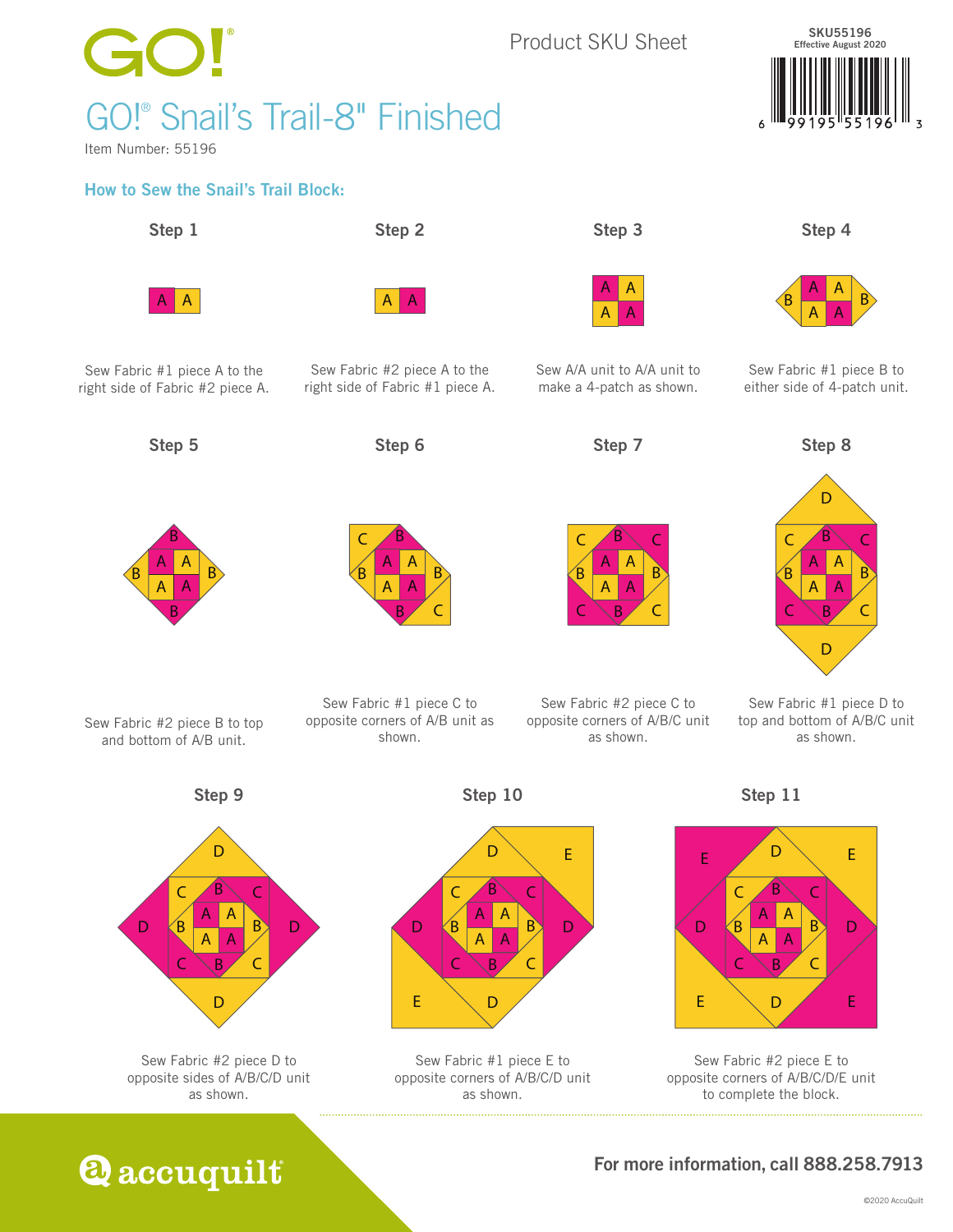GO!®

Product SKU Sheet

SKU55196
Effective August 2020

# GO!® Snail's Trail-8" Finished

Item Number: 55196

## How to Sew the Snail's Trail Block:

### Step 1

Sew Fabric #1 piece A to the right side of Fabric #2 piece A.

### Step 2

Sew Fabric #2 piece A to the right side of Fabric #1 piece A.

### Step 3

Sew A/A unit to A/A unit to make a 4-patch as shown.

### Step 4

Sew Fabric #1 piece B to either side of 4-patch unit.

### Step 5

Sew Fabric #2 piece B to top and bottom of A/B unit.

### Step 6

Sew Fabric #1 piece C to opposite corners of A/B unit as shown.

### Step 7

Sew Fabric #2 piece C to opposite corners of A/B/C unit as shown.

### Step 8

Sew Fabric #1 piece D to top and bottom of A/B/C unit as shown.

### Step 9

Sew Fabric #2 piece D to opposite sides of A/B/C/D unit as shown.

### Step 10

Sew Fabric #1 piece E to opposite corners of A/B/C/D unit as shown.

### Step 11

Sew Fabric #2 piece E to opposite corners of A/B/C/D/E unit to complete the block.

accuquilt®

**For more information, call 888.258.7913**

©2020 AccuQuilt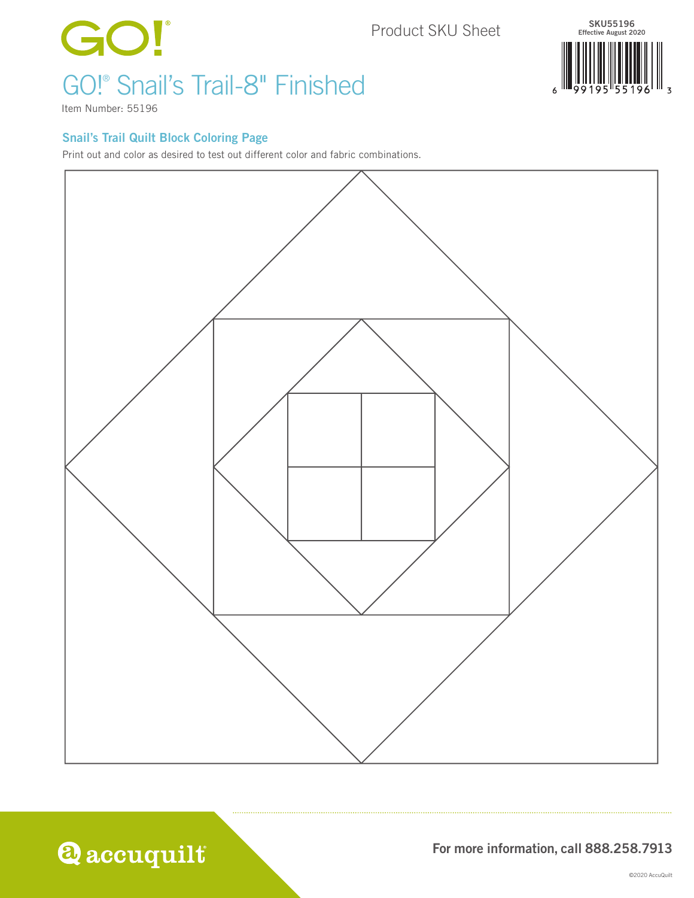GO!®

Product SKU Sheet

SKU55196
Effective August 2020

# GO!® Snail's Trail-8" Finished

Item Number: 55196

## Snail's Trail Quilt Block Coloring Page

Print out and color as desired to test out different color and fabric combinations.

accuquilt®

**For more information, call 888.258.7913**

©2020 AccuQuilt